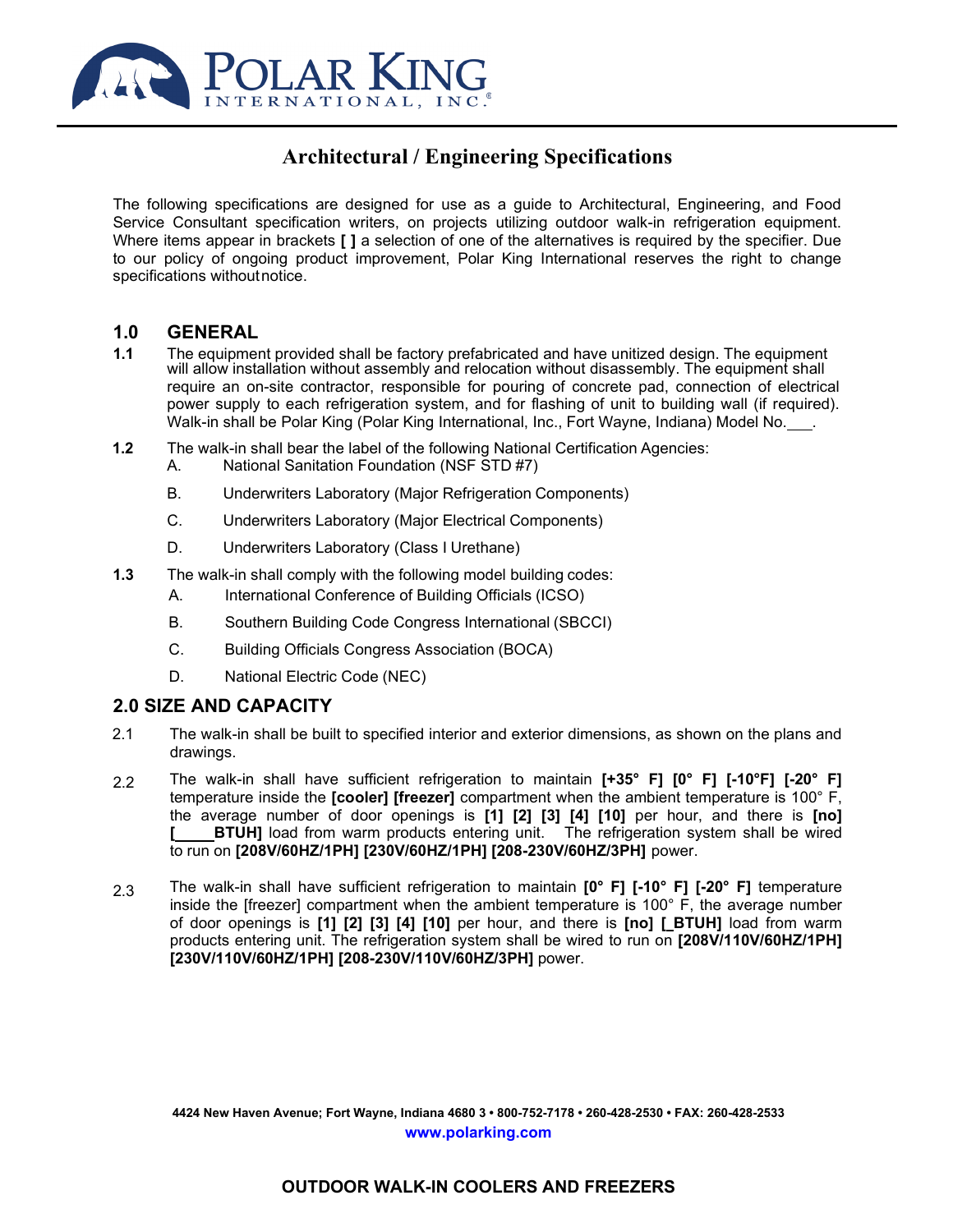POLAR KING INTERNATIONAL, INC.®

# Architectural / Engineering Specifications

The following specifications are designed for use as a guide to Architectural, Engineering, and Food Service Consultant specification writers, on projects utilizing outdoor walk-in refrigeration equipment. Where items appear in brackets **[ ]** a selection of one of the alternatives is required by the specifier. Due to our policy of ongoing product improvement, Polar King International reserves the right to change specifications without notice.

## 1.0 GENERAL

**1.1** The equipment provided shall be factory prefabricated and have unitized design. The equipment will allow installation without assembly and relocation without disassembly. The equipment shall require an on-site contractor, responsible for pouring of concrete pad, connection of electrical power supply to each refrigeration system, and for flashing of unit to building wall (if required). Walk-in shall be Polar King (Polar King International, Inc., Fort Wayne, Indiana) Model No.___.

**1.2** The walk-in shall bear the label of the following National Certification Agencies:

- A. National Sanitation Foundation (NSF STD #7)
- B. Underwriters Laboratory (Major Refrigeration Components)
- C. Underwriters Laboratory (Major Electrical Components)
- D. Underwriters Laboratory (Class I Urethane)

**1.3** The walk-in shall comply with the following model building codes:

- A. International Conference of Building Officials (ICSO)
- B. Southern Building Code Congress International (SBCCI)
- C. Building Officials Congress Association (BOCA)
- D. National Electric Code (NEC)

## 2.0 SIZE AND CAPACITY

2.1 The walk-in shall be built to specified interior and exterior dimensions, as shown on the plans and drawings.

2.2 The walk-in shall have sufficient refrigeration to maintain **[+35° F] [0° F] [-10°F] [-20° F]** temperature inside the **[cooler] [freezer]** compartment when the ambient temperature is 100° F, the average number of door openings is **[1] [2] [3] [4] [10]** per hour, and there is **[no] [____BTUH]** load from warm products entering unit. The refrigeration system shall be wired to run on **[208V/60HZ/1PH] [230V/60HZ/1PH] [208-230V/60HZ/3PH]** power.

2.3 The walk-in shall have sufficient refrigeration to maintain **[0° F] [-10° F] [-20° F]** temperature inside the [freezer] compartment when the ambient temperature is 100° F, the average number of door openings is **[1] [2] [3] [4] [10]** per hour, and there is **[no] [_BTUH]** load from warm products entering unit. The refrigeration system shall be wired to run on **[208V/110V/60HZ/1PH] [230V/110V/60HZ/1PH] [208-230V/110V/60HZ/3PH]** power.

**4424 New Haven Avenue; Fort Wayne, Indiana 4680 3 • 800-752-7178 • 260-428-2530 • FAX: 260-428-2533**
www.polarking.com

**OUTDOOR WALK-IN COOLERS AND FREEZERS**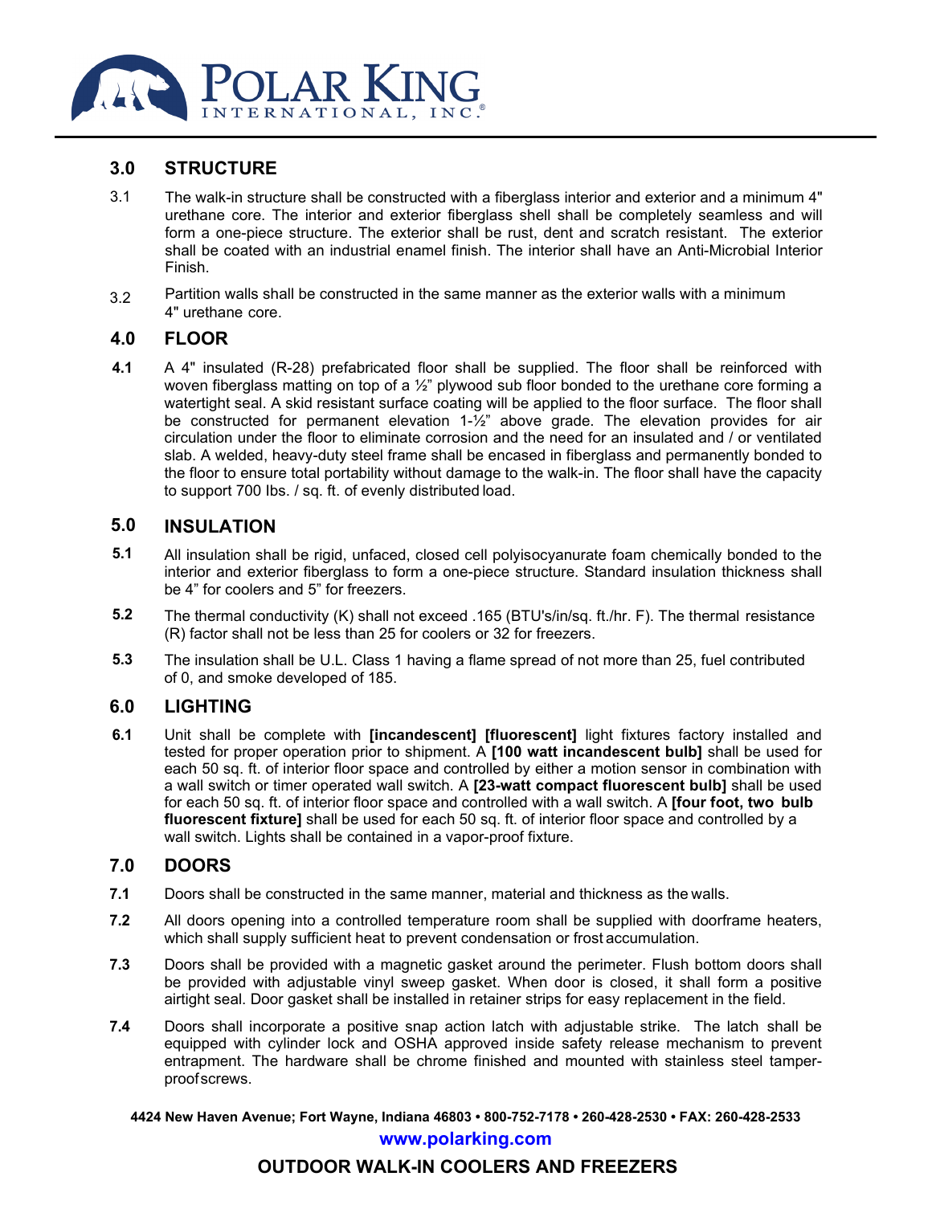## 3.0 STRUCTURE

3.1 The walk-in structure shall be constructed with a fiberglass interior and exterior and a minimum 4" urethane core. The interior and exterior fiberglass shell shall be completely seamless and will form a one-piece structure. The exterior shall be rust, dent and scratch resistant. The exterior shall be coated with an industrial enamel finish. The interior shall have an Anti-Microbial Interior Finish.

3.2 Partition walls shall be constructed in the same manner as the exterior walls with a minimum 4" urethane core.

## 4.0 FLOOR

**4.1** A 4" insulated (R-28) prefabricated floor shall be supplied. The floor shall be reinforced with woven fiberglass matting on top of a ½" plywood sub floor bonded to the urethane core forming a watertight seal. A skid resistant surface coating will be applied to the floor surface. The floor shall be constructed for permanent elevation 1-½" above grade. The elevation provides for air circulation under the floor to eliminate corrosion and the need for an insulated and / or ventilated slab. A welded, heavy-duty steel frame shall be encased in fiberglass and permanently bonded to the floor to ensure total portability without damage to the walk-in. The floor shall have the capacity to support 700 lbs. / sq. ft. of evenly distributed load.

## 5.0 INSULATION

**5.1** All insulation shall be rigid, unfaced, closed cell polyisocyanurate foam chemically bonded to the interior and exterior fiberglass to form a one-piece structure. Standard insulation thickness shall be 4" for coolers and 5" for freezers.

**5.2** The thermal conductivity (K) shall not exceed .165 (BTU's/in/sq. ft./hr. F). The thermal resistance (R) factor shall not be less than 25 for coolers or 32 for freezers.

**5.3** The insulation shall be U.L. Class 1 having a flame spread of not more than 25, fuel contributed of 0, and smoke developed of 185.

## 6.0 LIGHTING

**6.1** Unit shall be complete with **[incandescent] [fluorescent]** light fixtures factory installed and tested for proper operation prior to shipment. A **[100 watt incandescent bulb]** shall be used for each 50 sq. ft. of interior floor space and controlled by either a motion sensor in combination with a wall switch or timer operated wall switch. A **[23-watt compact fluorescent bulb]** shall be used for each 50 sq. ft. of interior floor space and controlled with a wall switch. A **[four foot, two bulb fluorescent fixture]** shall be used for each 50 sq. ft. of interior floor space and controlled by a wall switch. Lights shall be contained in a vapor-proof fixture.

## 7.0 DOORS

**7.1** Doors shall be constructed in the same manner, material and thickness as the walls.

**7.2** All doors opening into a controlled temperature room shall be supplied with doorframe heaters, which shall supply sufficient heat to prevent condensation or frost accumulation.

**7.3** Doors shall be provided with a magnetic gasket around the perimeter. Flush bottom doors shall be provided with adjustable vinyl sweep gasket. When door is closed, it shall form a positive airtight seal. Door gasket shall be installed in retainer strips for easy replacement in the field.

**7.4** Doors shall incorporate a positive snap action latch with adjustable strike. The latch shall be equipped with cylinder lock and OSHA approved inside safety release mechanism to prevent entrapment. The hardware shall be chrome finished and mounted with stainless steel tamper-proof screws.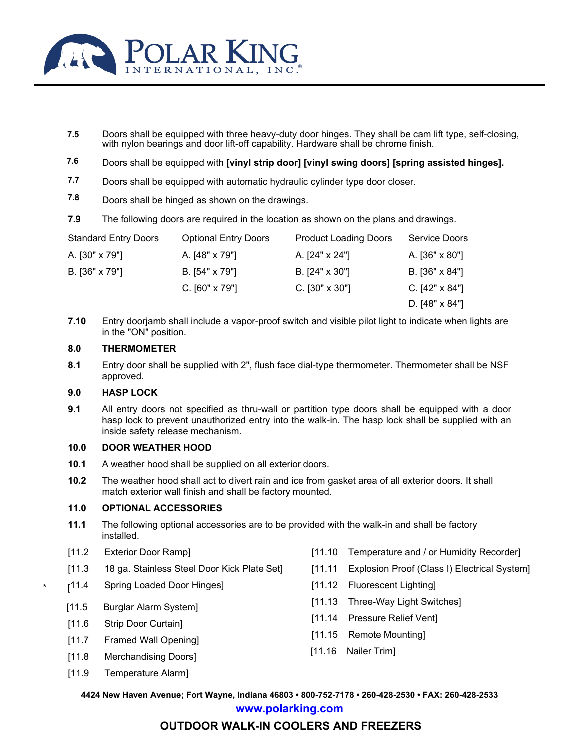**7.5** Doors shall be equipped with three heavy-duty door hinges. They shall be cam lift type, self-closing, with nylon bearings and door lift-off capability. Hardware shall be chrome finish.

**7.6** Doors shall be equipped with **[vinyl strip door] [vinyl swing doors] [spring assisted hinges].**

**7.7** Doors shall be equipped with automatic hydraulic cylinder type door closer.

**7.8** Doors shall be hinged as shown on the drawings.

**7.9** The following doors are required in the location as shown on the plans and drawings.

| Standard Entry Doors | Optional Entry Doors | Product Loading Doors | Service Doors |
|---|---|---|---|
| A. [30" x 79"] | A. [48" x 79"] | A. [24" x 24"] | A. [36" x 80"] |
| B. [36" x 79"] | B. [54" x 79"] | B. [24" x 30"] | B. [36" x 84"] |
| | C. [60" x 79"] | C. [30" x 30"] | C. [42" x 84"] |
| | | | D. [48" x 84"] |

**7.10** Entry doorjamb shall include a vapor-proof switch and visible pilot light to indicate when lights are in the "ON" position.

**8.0 THERMOMETER**

**8.1** Entry door shall be supplied with 2", flush face dial-type thermometer. Thermometer shall be NSF approved.

**9.0 HASP LOCK**

**9.1** All entry doors not specified as thru-wall or partition type doors shall be equipped with a door hasp lock to prevent unauthorized entry into the walk-in. The hasp lock shall be supplied with an inside safety release mechanism.

**10.0 DOOR WEATHER HOOD**

**10.1** A weather hood shall be supplied on all exterior doors.

**10.2** The weather hood shall act to divert rain and ice from gasket area of all exterior doors. It shall match exterior wall finish and shall be factory mounted.

**11.0 OPTIONAL ACCESSORIES**

**11.1** The following optional accessories are to be provided with the walk-in and shall be factory installed.

[11.2 Exterior Door Ramp]

[11.3 18 ga. Stainless Steel Door Kick Plate Set]

* [11.4 Spring Loaded Door Hinges]

[11.5 Burglar Alarm System]

[11.6 Strip Door Curtain]

[11.7 Framed Wall Opening]

[11.8 Merchandising Doors]

[11.9 Temperature Alarm]

[11.10 Temperature and / or Humidity Recorder]

[11.11 Explosion Proof (Class I) Electrical System]

[11.12 Fluorescent Lighting]

[11.13 Three-Way Light Switches]

[11.14 Pressure Relief Vent]

[11.15 Remote Mounting]

[11.16 Nailer Trim]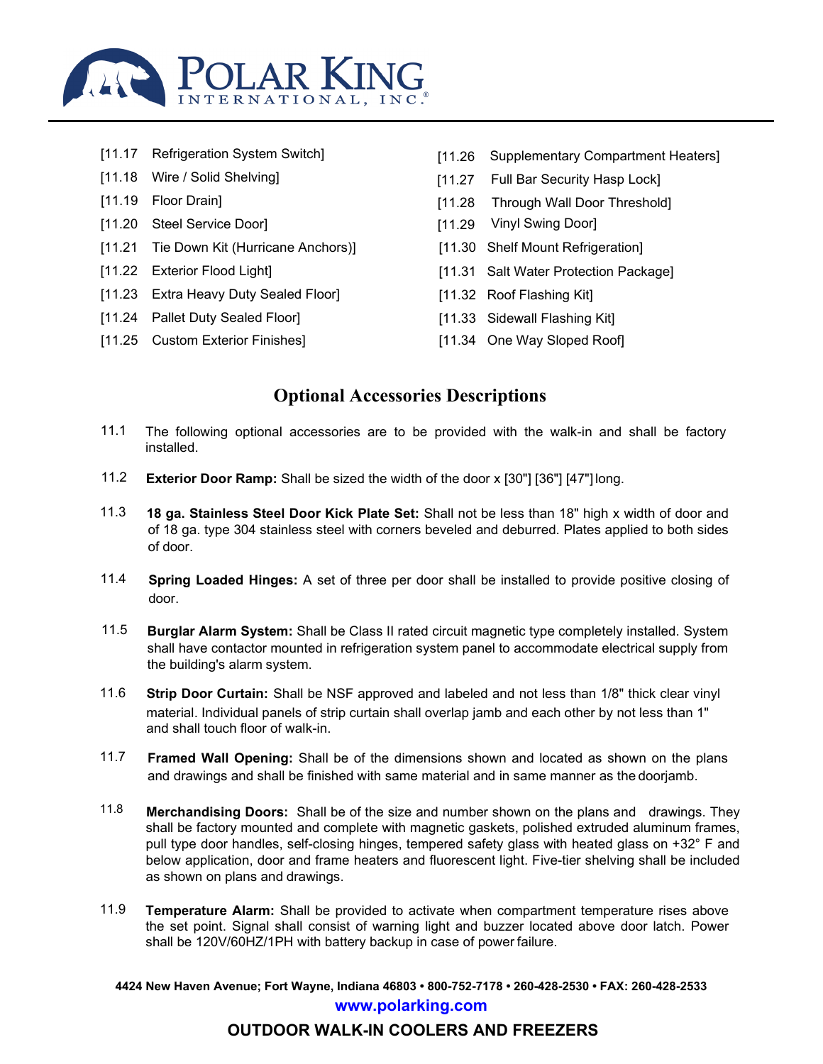[11.17 Refrigeration System Switch]

[11.18 Wire / Solid Shelving]

[11.19 Floor Drain]

[11.20 Steel Service Door]

[11.21 Tie Down Kit (Hurricane Anchors)]

[11.22 Exterior Flood Light]

[11.23 Extra Heavy Duty Sealed Floor]

[11.24 Pallet Duty Sealed Floor]

[11.25 Custom Exterior Finishes]

[11.26 Supplementary Compartment Heaters]

[11.27 Full Bar Security Hasp Lock]

[11.28 Through Wall Door Threshold]

[11.29 Vinyl Swing Door]

[11.30 Shelf Mount Refrigeration]

[11.31 Salt Water Protection Package]

[11.32 Roof Flashing Kit]

[11.33 Sidewall Flashing Kit]

[11.34 One Way Sloped Roof]

## Optional Accessories Descriptions

11.1 The following optional accessories are to be provided with the walk-in and shall be factory installed.

11.2 **Exterior Door Ramp:** Shall be sized the width of the door x [30"] [36"] [47"] long.

11.3 **18 ga. Stainless Steel Door Kick Plate Set:** Shall not be less than 18" high x width of door and of 18 ga. type 304 stainless steel with corners beveled and deburred. Plates applied to both sides of door.

11.4 **Spring Loaded Hinges:** A set of three per door shall be installed to provide positive closing of door.

11.5 **Burglar Alarm System:** Shall be Class II rated circuit magnetic type completely installed. System shall have contactor mounted in refrigeration system panel to accommodate electrical supply from the building's alarm system.

11.6 **Strip Door Curtain:** Shall be NSF approved and labeled and not less than 1/8" thick clear vinyl material. Individual panels of strip curtain shall overlap jamb and each other by not less than 1" and shall touch floor of walk-in.

11.7 **Framed Wall Opening:** Shall be of the dimensions shown and located as shown on the plans and drawings and shall be finished with same material and in same manner as the doorjamb.

11.8 **Merchandising Doors:** Shall be of the size and number shown on the plans and drawings. They shall be factory mounted and complete with magnetic gaskets, polished extruded aluminum frames, pull type door handles, self-closing hinges, tempered safety glass with heated glass on +32° F and below application, door and frame heaters and fluorescent light. Five-tier shelving shall be included as shown on plans and drawings.

11.9 **Temperature Alarm:** Shall be provided to activate when compartment temperature rises above the set point. Signal shall consist of warning light and buzzer located above door latch. Power shall be 120V/60HZ/1PH with battery backup in case of power failure.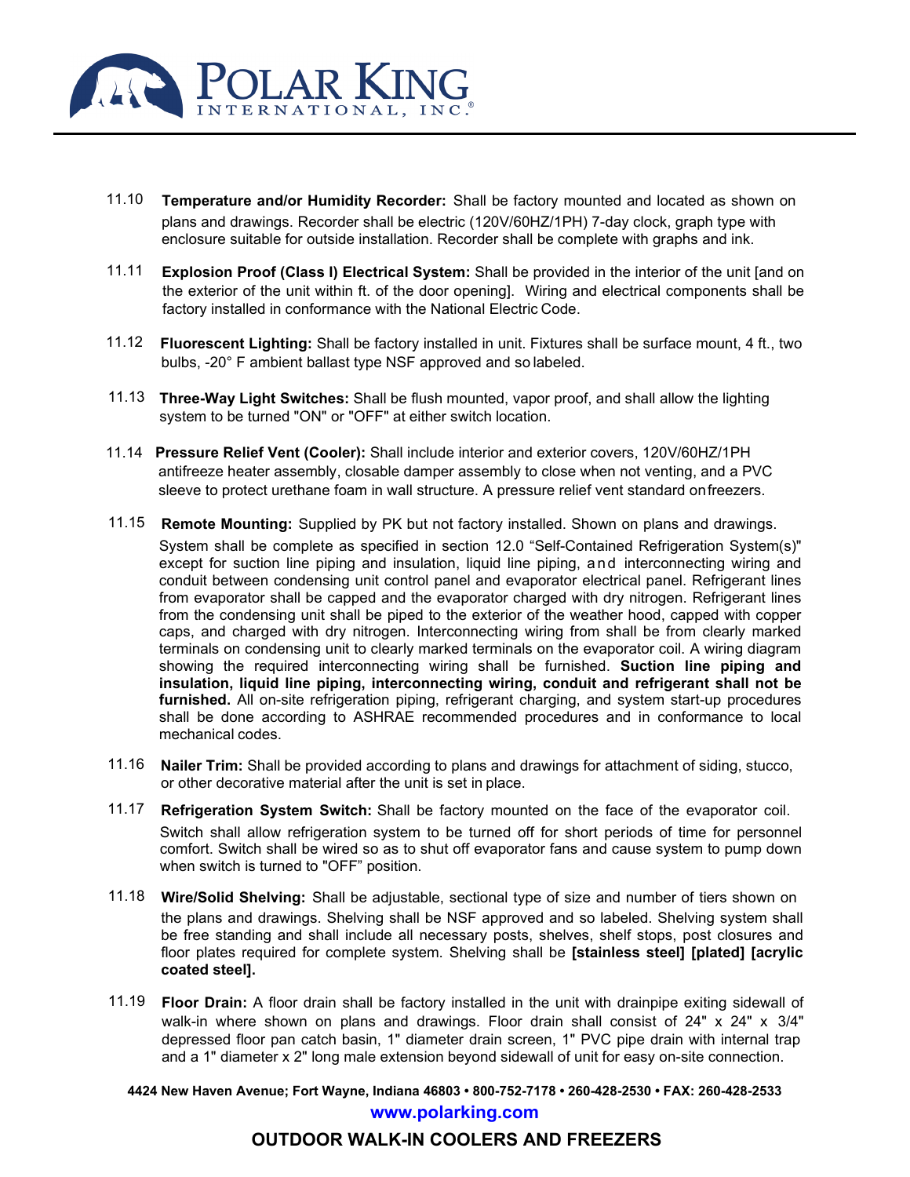11.10 **Temperature and/or Humidity Recorder:** Shall be factory mounted and located as shown on plans and drawings. Recorder shall be electric (120V/60HZ/1PH) 7-day clock, graph type with enclosure suitable for outside installation. Recorder shall be complete with graphs and ink.

11.11 **Explosion Proof (Class I) Electrical System:** Shall be provided in the interior of the unit [and on the exterior of the unit within ft. of the door opening]. Wiring and electrical components shall be factory installed in conformance with the National Electric Code.

11.12 **Fluorescent Lighting:** Shall be factory installed in unit. Fixtures shall be surface mount, 4 ft., two bulbs, -20° F ambient ballast type NSF approved and so labeled.

11.13 **Three-Way Light Switches:** Shall be flush mounted, vapor proof, and shall allow the lighting system to be turned "ON" or "OFF" at either switch location.

11.14 **Pressure Relief Vent (Cooler):** Shall include interior and exterior covers, 120V/60HZ/1PH antifreeze heater assembly, closable damper assembly to close when not venting, and a PVC sleeve to protect urethane foam in wall structure. A pressure relief vent standard on freezers.

11.15 **Remote Mounting:** Supplied by PK but not factory installed. Shown on plans and drawings. System shall be complete as specified in section 12.0 "Self-Contained Refrigeration System(s)" except for suction line piping and insulation, liquid line piping, and interconnecting wiring and conduit between condensing unit control panel and evaporator electrical panel. Refrigerant lines from evaporator shall be capped and the evaporator charged with dry nitrogen. Refrigerant lines from the condensing unit shall be piped to the exterior of the weather hood, capped with copper caps, and charged with dry nitrogen. Interconnecting wiring from shall be from clearly marked terminals on condensing unit to clearly marked terminals on the evaporator coil. A wiring diagram showing the required interconnecting wiring shall be furnished. **Suction line piping and insulation, liquid line piping, interconnecting wiring, conduit and refrigerant shall not be furnished.** All on-site refrigeration piping, refrigerant charging, and system start-up procedures shall be done according to ASHRAE recommended procedures and in conformance to local mechanical codes.

11.16 **Nailer Trim:** Shall be provided according to plans and drawings for attachment of siding, stucco, or other decorative material after the unit is set in place.

11.17 **Refrigeration System Switch:** Shall be factory mounted on the face of the evaporator coil. Switch shall allow refrigeration system to be turned off for short periods of time for personnel comfort. Switch shall be wired so as to shut off evaporator fans and cause system to pump down when switch is turned to "OFF" position.

11.18 **Wire/Solid Shelving:** Shall be adjustable, sectional type of size and number of tiers shown on the plans and drawings. Shelving shall be NSF approved and so labeled. Shelving system shall be free standing and shall include all necessary posts, shelves, shelf stops, post closures and floor plates required for complete system. Shelving shall be **[stainless steel] [plated] [acrylic coated steel].**

11.19 **Floor Drain:** A floor drain shall be factory installed in the unit with drainpipe exiting sidewall of walk-in where shown on plans and drawings. Floor drain shall consist of 24" x 24" x 3/4" depressed floor pan catch basin, 1" diameter drain screen, 1" PVC pipe drain with internal trap and a 1" diameter x 2" long male extension beyond sidewall of unit for easy on-site connection.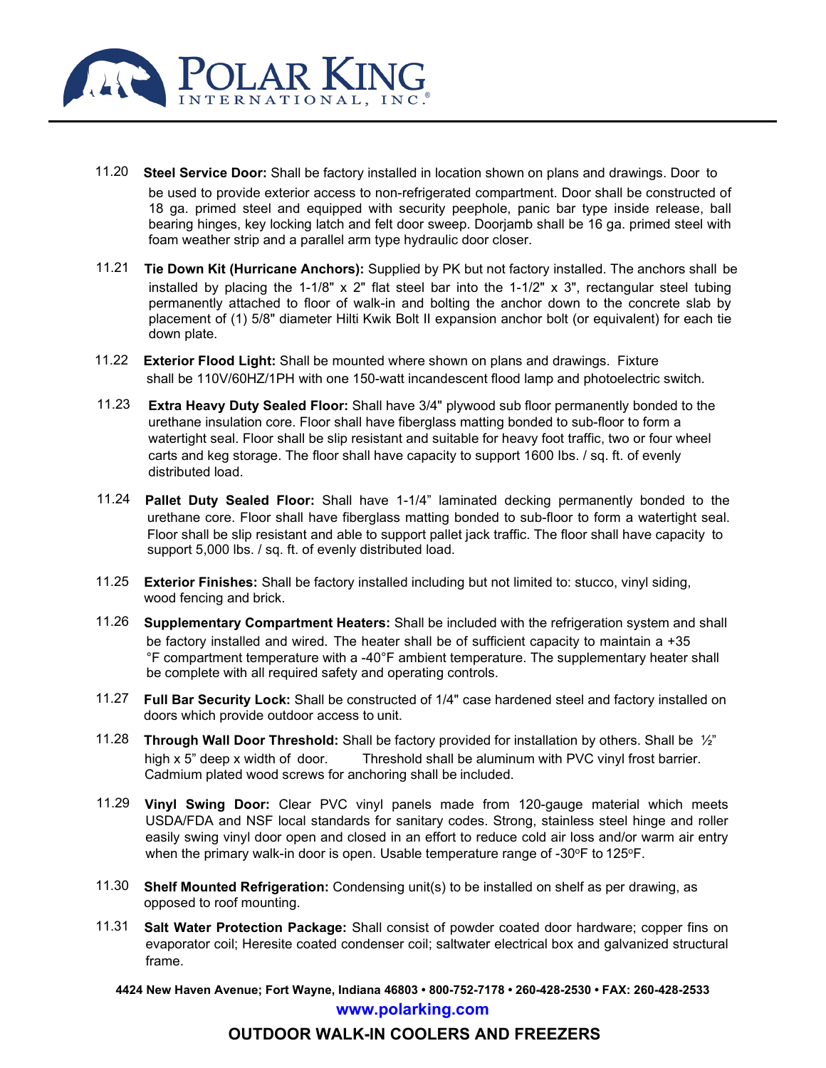11.20 **Steel Service Door:** Shall be factory installed in location shown on plans and drawings. Door to be used to provide exterior access to non-refrigerated compartment. Door shall be constructed of 18 ga. primed steel and equipped with security peephole, panic bar type inside release, ball bearing hinges, key locking latch and felt door sweep. Doorjamb shall be 16 ga. primed steel with foam weather strip and a parallel arm type hydraulic door closer.

11.21 **Tie Down Kit (Hurricane Anchors):** Supplied by PK but not factory installed. The anchors shall be installed by placing the 1-1/8" x 2" flat steel bar into the 1-1/2" x 3", rectangular steel tubing permanently attached to floor of walk-in and bolting the anchor down to the concrete slab by placement of (1) 5/8" diameter Hilti Kwik Bolt II expansion anchor bolt (or equivalent) for each tie down plate.

11.22 **Exterior Flood Light:** Shall be mounted where shown on plans and drawings. Fixture shall be 110V/60HZ/1PH with one 150-watt incandescent flood lamp and photoelectric switch.

11.23 **Extra Heavy Duty Sealed Floor:** Shall have 3/4" plywood sub floor permanently bonded to the urethane insulation core. Floor shall have fiberglass matting bonded to sub-floor to form a watertight seal. Floor shall be slip resistant and suitable for heavy foot traffic, two or four wheel carts and keg storage. The floor shall have capacity to support 1600 lbs. / sq. ft. of evenly distributed load.

11.24 **Pallet Duty Sealed Floor:** Shall have 1-1/4" laminated decking permanently bonded to the urethane core. Floor shall have fiberglass matting bonded to sub-floor to form a watertight seal. Floor shall be slip resistant and able to support pallet jack traffic. The floor shall have capacity to support 5,000 lbs. / sq. ft. of evenly distributed load.

11.25 **Exterior Finishes:** Shall be factory installed including but not limited to: stucco, vinyl siding, wood fencing and brick.

11.26 **Supplementary Compartment Heaters:** Shall be included with the refrigeration system and shall be factory installed and wired. The heater shall be of sufficient capacity to maintain a +35 °F compartment temperature with a -40°F ambient temperature. The supplementary heater shall be complete with all required safety and operating controls.

11.27 **Full Bar Security Lock:** Shall be constructed of 1/4" case hardened steel and factory installed on doors which provide outdoor access to unit.

11.28 **Through Wall Door Threshold:** Shall be factory provided for installation by others. Shall be ½" high x 5" deep x width of door. Threshold shall be aluminum with PVC vinyl frost barrier. Cadmium plated wood screws for anchoring shall be included.

11.29 **Vinyl Swing Door:** Clear PVC vinyl panels made from 120-gauge material which meets USDA/FDA and NSF local standards for sanitary codes. Strong, stainless steel hinge and roller easily swing vinyl door open and closed in an effort to reduce cold air loss and/or warm air entry when the primary walk-in door is open. Usable temperature range of -30°F to 125°F.

11.30 **Shelf Mounted Refrigeration:** Condensing unit(s) to be installed on shelf as per drawing, as opposed to roof mounting.

11.31 **Salt Water Protection Package:** Shall consist of powder coated door hardware; copper fins on evaporator coil; Heresite coated condenser coil; saltwater electrical box and galvanized structural frame.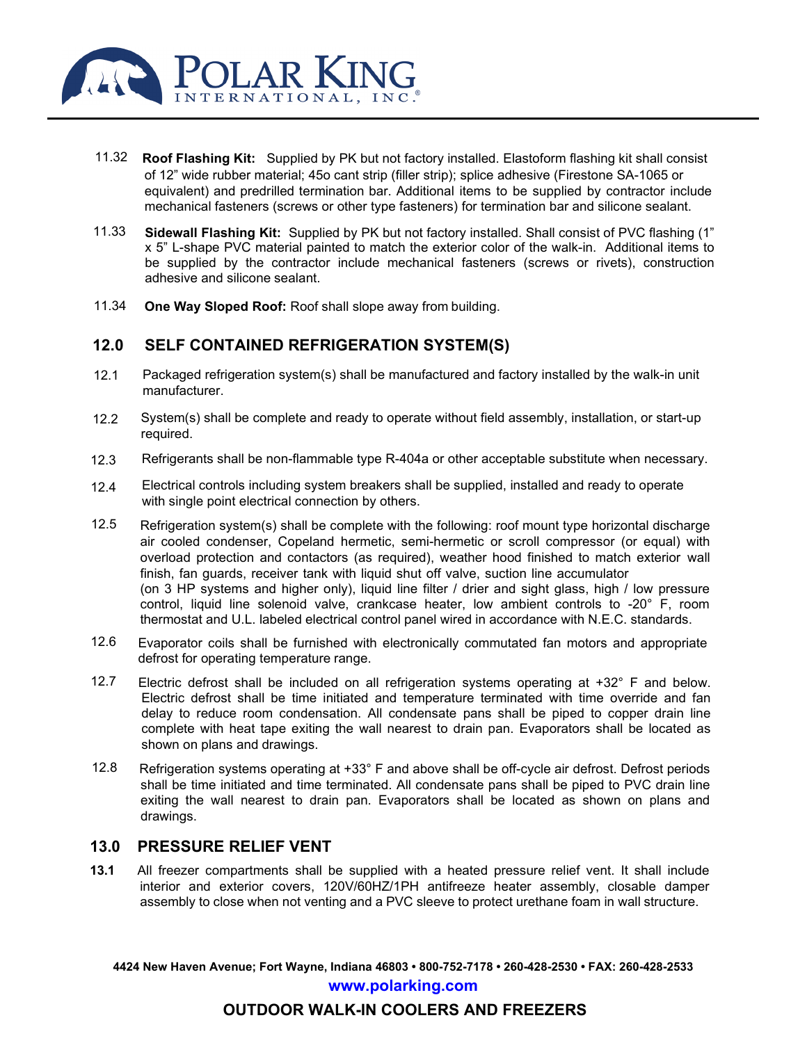11.32 **Roof Flashing Kit:** Supplied by PK but not factory installed. Elastoform flashing kit shall consist of 12" wide rubber material; 45o cant strip (filler strip); splice adhesive (Firestone SA-1065 or equivalent) and predrilled termination bar. Additional items to be supplied by contractor include mechanical fasteners (screws or other type fasteners) for termination bar and silicone sealant.

11.33 **Sidewall Flashing Kit:** Supplied by PK but not factory installed. Shall consist of PVC flashing (1" x 5" L-shape PVC material painted to match the exterior color of the walk-in. Additional items to be supplied by the contractor include mechanical fasteners (screws or rivets), construction adhesive and silicone sealant.

11.34 **One Way Sloped Roof:** Roof shall slope away from building.

## 12.0 SELF CONTAINED REFRIGERATION SYSTEM(S)

12.1 Packaged refrigeration system(s) shall be manufactured and factory installed by the walk-in unit manufacturer.

12.2 System(s) shall be complete and ready to operate without field assembly, installation, or start-up required.

12.3 Refrigerants shall be non-flammable type R-404a or other acceptable substitute when necessary.

12.4 Electrical controls including system breakers shall be supplied, installed and ready to operate with single point electrical connection by others.

12.5 Refrigeration system(s) shall be complete with the following: roof mount type horizontal discharge air cooled condenser, Copeland hermetic, semi-hermetic or scroll compressor (or equal) with overload protection and contactors (as required), weather hood finished to match exterior wall finish, fan guards, receiver tank with liquid shut off valve, suction line accumulator (on 3 HP systems and higher only), liquid line filter / drier and sight glass, high / low pressure control, liquid line solenoid valve, crankcase heater, low ambient controls to -20° F, room thermostat and U.L. labeled electrical control panel wired in accordance with N.E.C. standards.

12.6 Evaporator coils shall be furnished with electronically commutated fan motors and appropriate defrost for operating temperature range.

12.7 Electric defrost shall be included on all refrigeration systems operating at +32° F and below. Electric defrost shall be time initiated and temperature terminated with time override and fan delay to reduce room condensation. All condensate pans shall be piped to copper drain line complete with heat tape exiting the wall nearest to drain pan. Evaporators shall be located as shown on plans and drawings.

12.8 Refrigeration systems operating at +33° F and above shall be off-cycle air defrost. Defrost periods shall be time initiated and time terminated. All condensate pans shall be piped to PVC drain line exiting the wall nearest to drain pan. Evaporators shall be located as shown on plans and drawings.

## 13.0 PRESSURE RELIEF VENT

**13.1** All freezer compartments shall be supplied with a heated pressure relief vent. It shall include interior and exterior covers, 120V/60HZ/1PH antifreeze heater assembly, closable damper assembly to close when not venting and a PVC sleeve to protect urethane foam in wall structure.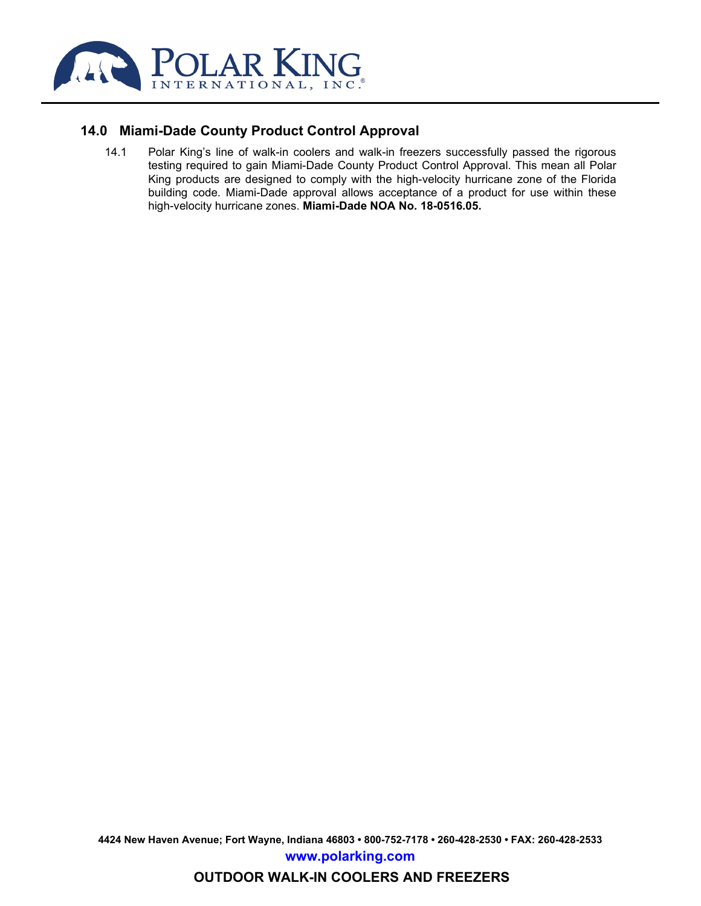## 14.0 Miami-Dade County Product Control Approval

14.1 Polar King's line of walk-in coolers and walk-in freezers successfully passed the rigorous testing required to gain Miami-Dade County Product Control Approval. This mean all Polar King products are designed to comply with the high-velocity hurricane zone of the Florida building code. Miami-Dade approval allows acceptance of a product for use within these high-velocity hurricane zones. **Miami-Dade NOA No. 18-0516.05.**